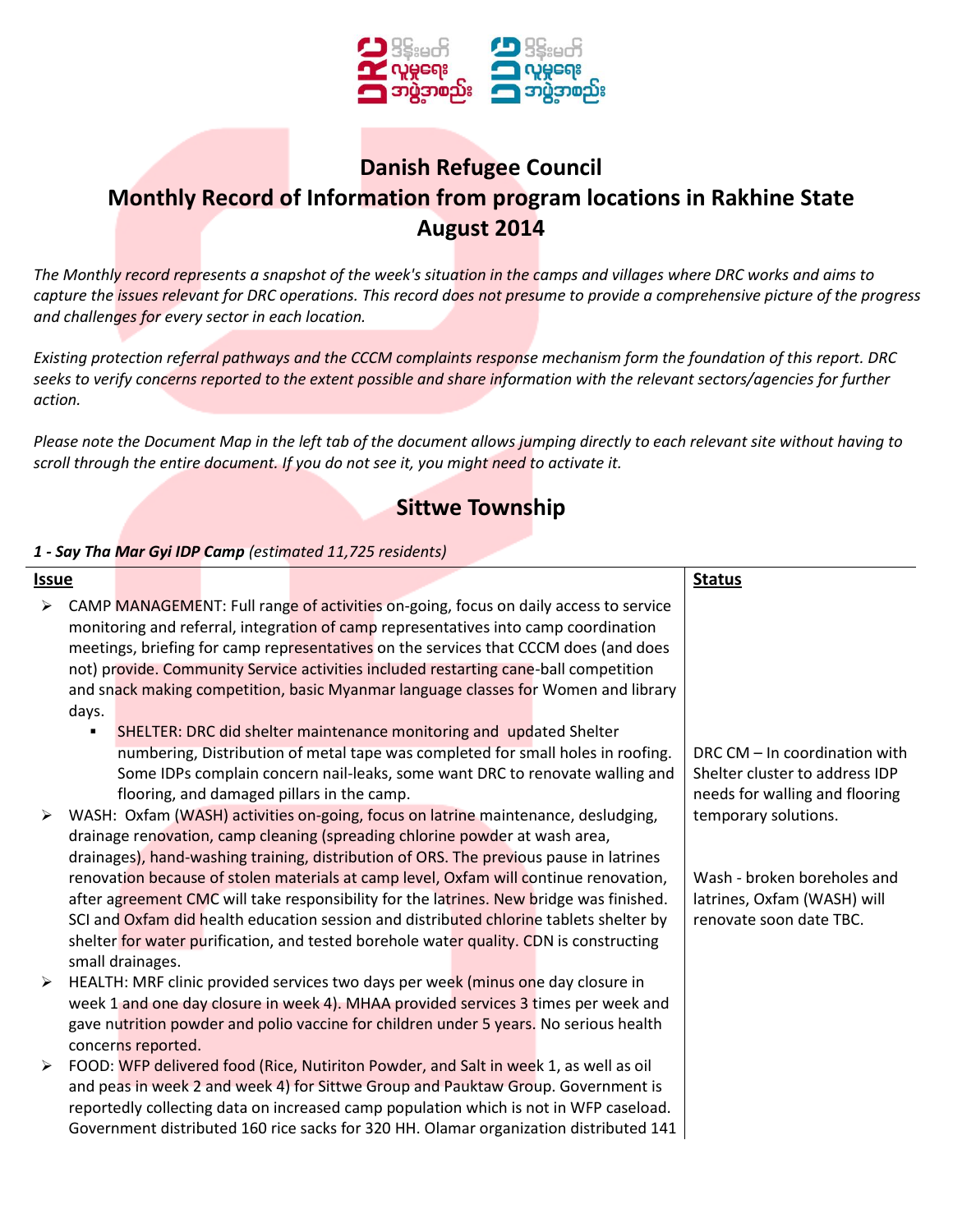# Danish Refugee Council
# Monthly Record of Information from program locations in Rakhine State
# August 2014

*The Monthly record represents a snapshot of the week's situation in the camps and villages where DRC works and aims to capture the issues relevant for DRC operations. This record does not presume to provide a comprehensive picture of the progress and challenges for every sector in each location.*

*Existing protection referral pathways and the CCCM complaints response mechanism form the foundation of this report. DRC seeks to verify concerns reported to the extent possible and share information with the relevant sectors/agencies for further action.*

*Please note the Document Map in the left tab of the document allows jumping directly to each relevant site without having to scroll through the entire document. If you do not see it, you might need to activate it.*

## Sittwe Township

***1 - Say Tha Mar Gyi IDP Camp*** *(estimated 11,725 residents)*

| Issue | Status |
|---|---|
| ➢ CAMP MANAGEMENT: Full range of activities on-going, focus on daily access to service monitoring and referral, integration of camp representatives into camp coordination meetings, briefing for camp representatives on the services that CCCM does (and does not) provide. Community Service activities included restarting cane-ball competition and snack making competition, basic Myanmar language classes for Women and library days.<br>▪ SHELTER: DRC did shelter maintenance monitoring and updated Shelter numbering, Distribution of metal tape was completed for small holes in roofing. Some IDPs complain concern nail-leaks, some want DRC to renovate walling and flooring, and damaged pillars in the camp. | DRC CM – In coordination with Shelter cluster to address IDP needs for walling and flooring temporary solutions. |
| ➢ WASH: Oxfam (WASH) activities on-going, focus on latrine maintenance, desludging, drainage renovation, camp cleaning (spreading chlorine powder at wash area, drainages), hand-washing training, distribution of ORS. The previous pause in latrines renovation because of stolen materials at camp level, Oxfam will continue renovation, after agreement CMC will take responsibility for the latrines. New bridge was finished. SCI and Oxfam did health education session and distributed chlorine tablets shelter by shelter for water purification, and tested borehole water quality. CDN is constructing small drainages. | Wash - broken boreholes and latrines, Oxfam (WASH) will renovate soon date TBC. |
| ➢ HEALTH: MRF clinic provided services two days per week (minus one day closure in week 1 and one day closure in week 4). MHAA provided services 3 times per week and gave nutrition powder and polio vaccine for children under 5 years. No serious health concerns reported. | |
| ➢ FOOD: WFP delivered food (Rice, Nutiriton Powder, and Salt in week 1, as well as oil and peas in week 2 and week 4) for Sittwe Group and Pauktaw Group. Government is reportedly collecting data on increased camp population which is not in WFP caseload. Government distributed 160 rice sacks for 320 HH. Olamar organization distributed 141 | |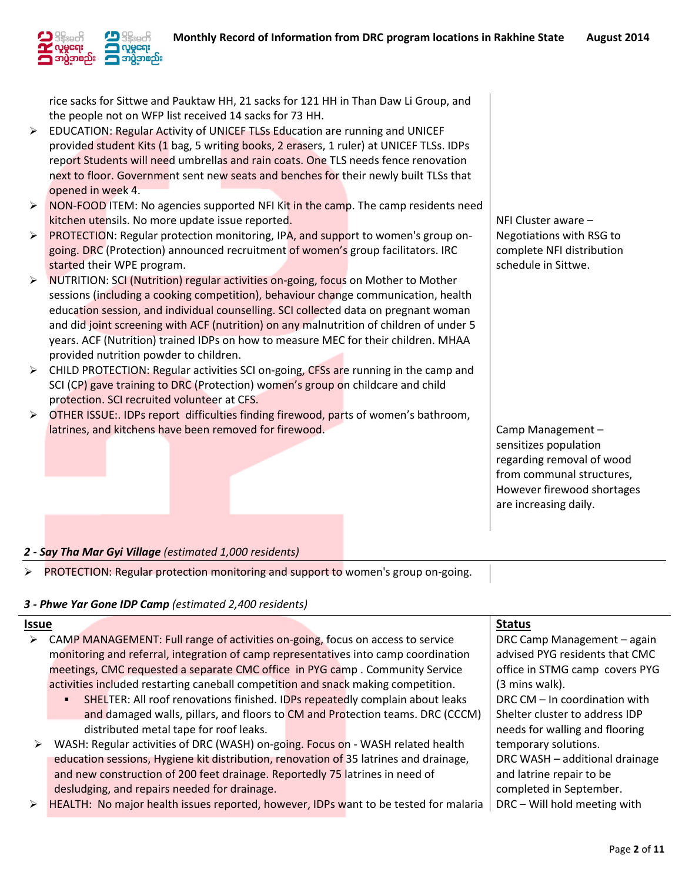| | |
|---|---|
| rice sacks for Sittwe and Pauktaw HH, 21 sacks for 121 HH in Than Daw Li Group, and the people not on WFP list received 14 sacks for 73 HH. | |
| ➢ EDUCATION: Regular Activity of UNICEF TLSs Education are running and UNICEF provided student Kits (1 bag, 5 writing books, 2 erasers, 1 ruler) at UNICEF TLSs. IDPs report Students will need umbrellas and rain coats. One TLS needs fence renovation next to floor. Government sent new seats and benches for their newly built TLSs that opened in week 4. | |
| ➢ NON-FOOD ITEM: No agencies supported NFI Kit in the camp. The camp residents need kitchen utensils. No more update issue reported. | NFI Cluster aware – Negotiations with RSG to complete NFI distribution schedule in Sittwe. |
| ➢ PROTECTION: Regular protection monitoring, IPA, and support to women's group on-going. DRC (Protection) announced recruitment of women's group facilitators. IRC started their WPE program. | |
| ➢ NUTRITION: SCI (Nutrition) regular activities on-going, focus on Mother to Mother sessions (including a cooking competition), behaviour change communication, health education session, and individual counselling. SCI collected data on pregnant woman and did joint screening with ACF (nutrition) on any malnutrition of children of under 5 years. ACF (Nutrition) trained IDPs on how to measure MEC for their children. MHAA provided nutrition powder to children. | |
| ➢ CHILD PROTECTION: Regular activities SCI on-going, CFSs are running in the camp and SCI (CP) gave training to DRC (Protection) women's group on childcare and child protection. SCI recruited volunteer at CFS. | |
| ➢ OTHER ISSUE:. IDPs report difficulties finding firewood, parts of women's bathroom, latrines, and kitchens have been removed for firewood. | Camp Management – sensitizes population regarding removal of wood from communal structures, However firewood shortages are increasing daily. |

***2 - Say Tha Mar Gyi Village*** *(estimated 1,000 residents)*

| | |
|---|---|
| ➢ PROTECTION: Regular protection monitoring and support to women's group on-going. | |

***3 - Phwe Yar Gone IDP Camp*** *(estimated 2,400 residents)*

| <u>Issue</u> | <u>Status</u> |
|---|---|
| ➢ CAMP MANAGEMENT: Full range of activities on-going, focus on access to service monitoring and referral, integration of camp representatives into camp coordination meetings, CMC requested a separate CMC office in PYG camp . Community Service activities included restarting caneball competition and snack making competition. | DRC Camp Management – again advised PYG residents that CMC office in STMG camp covers PYG (3 mins walk). |
| ▪ SHELTER: All roof renovations finished. IDPs repeatedly complain about leaks and damaged walls, pillars, and floors to CM and Protection teams. DRC (CCCM) distributed metal tape for roof leaks. | DRC CM – In coordination with Shelter cluster to address IDP needs for walling and flooring temporary solutions. |
| ➢ WASH: Regular activities of DRC (WASH) on-going. Focus on - WASH related health education sessions, Hygiene kit distribution, renovation of 35 latrines and drainage, and new construction of 200 feet drainage. Reportedly 75 latrines in need of desludging, and repairs needed for drainage. | DRC WASH – additional drainage and latrine repair to be completed in September. |
| ➢ HEALTH: No major health issues reported, however, IDPs want to be tested for malaria | DRC – Will hold meeting with |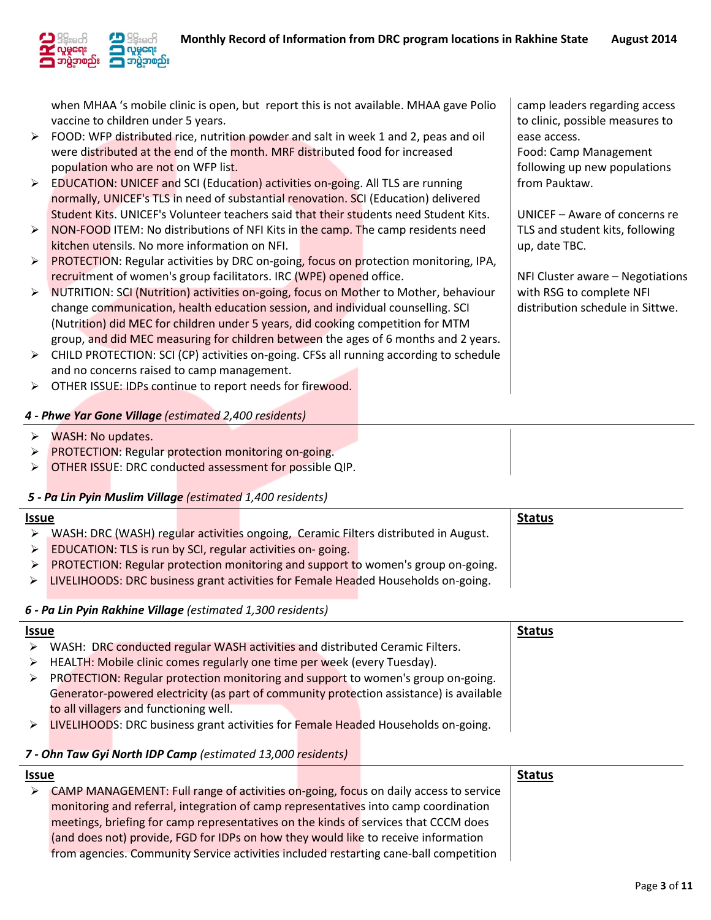| Issue | Status |
| --- | --- |
| when MHAA 's mobile clinic is open, but report this is not available. MHAA gave Polio vaccine to children under 5 years.<br>➢ FOOD: WFP distributed rice, nutrition powder and salt in week 1 and 2, peas and oil were distributed at the end of the month. MRF distributed food for increased population who are not on WFP list.<br>➢ EDUCATION: UNICEF and SCI (Education) activities on-going. All TLS are running normally, UNICEF's TLS in need of substantial renovation. SCI (Education) delivered Student Kits. UNICEF's Volunteer teachers said that their students need Student Kits.<br>➢ NON-FOOD ITEM: No distributions of NFI Kits in the camp. The camp residents need kitchen utensils. No more information on NFI.<br>➢ PROTECTION: Regular activities by DRC on-going, focus on protection monitoring, IPA, recruitment of women's group facilitators. IRC (WPE) opened office.<br>➢ NUTRITION: SCI (Nutrition) activities on-going, focus on Mother to Mother, behaviour change communication, health education session, and individual counselling. SCI (Nutrition) did MEC for children under 5 years, did cooking competition for MTM group, and did MEC measuring for children between the ages of 6 months and 2 years.<br>➢ CHILD PROTECTION: SCI (CP) activities on-going. CFSs all running according to schedule and no concerns raised to camp management.<br>➢ OTHER ISSUE: IDPs continue to report needs for firewood. | camp leaders regarding access to clinic, possible measures to ease access.<br>Food: Camp Management following up new populations from Pauktaw.<br><br>UNICEF – Aware of concerns re TLS and student kits, following up, date TBC.<br><br>NFI Cluster aware – Negotiations with RSG to complete NFI distribution schedule in Sittwe. |

### *4 - Phwe Yar Gone Village (estimated 2,400 residents)*

| Issue | Status |
| --- | --- |
| ➢ WASH: No updates.<br>➢ PROTECTION: Regular protection monitoring on-going.<br>➢ OTHER ISSUE: DRC conducted assessment for possible QIP. | |

### *5 - Pa Lin Pyin Muslim Village (estimated 1,400 residents)*

| Issue | Status |
| --- | --- |
| ➢ WASH: DRC (WASH) regular activities ongoing, Ceramic Filters distributed in August.<br>➢ EDUCATION: TLS is run by SCI, regular activities on- going.<br>➢ PROTECTION: Regular protection monitoring and support to women's group on-going.<br>➢ LIVELIHOODS: DRC business grant activities for Female Headed Households on-going. | |

### *6 - Pa Lin Pyin Rakhine Village (estimated 1,300 residents)*

| Issue | Status |
| --- | --- |
| ➢ WASH: DRC conducted regular WASH activities and distributed Ceramic Filters.<br>➢ HEALTH: Mobile clinic comes regularly one time per week (every Tuesday).<br>➢ PROTECTION: Regular protection monitoring and support to women's group on-going. Generator-powered electricity (as part of community protection assistance) is available to all villagers and functioning well.<br>➢ LIVELIHOODS: DRC business grant activities for Female Headed Households on-going. | |

### *7 - Ohn Taw Gyi North IDP Camp (estimated 13,000 residents)*

| Issue | Status |
| --- | --- |
| ➢ CAMP MANAGEMENT: Full range of activities on-going, focus on daily access to service monitoring and referral, integration of camp representatives into camp coordination meetings, briefing for camp representatives on the kinds of services that CCCM does (and does not) provide, FGD for IDPs on how they would like to receive information from agencies. Community Service activities included restarting cane-ball competition | |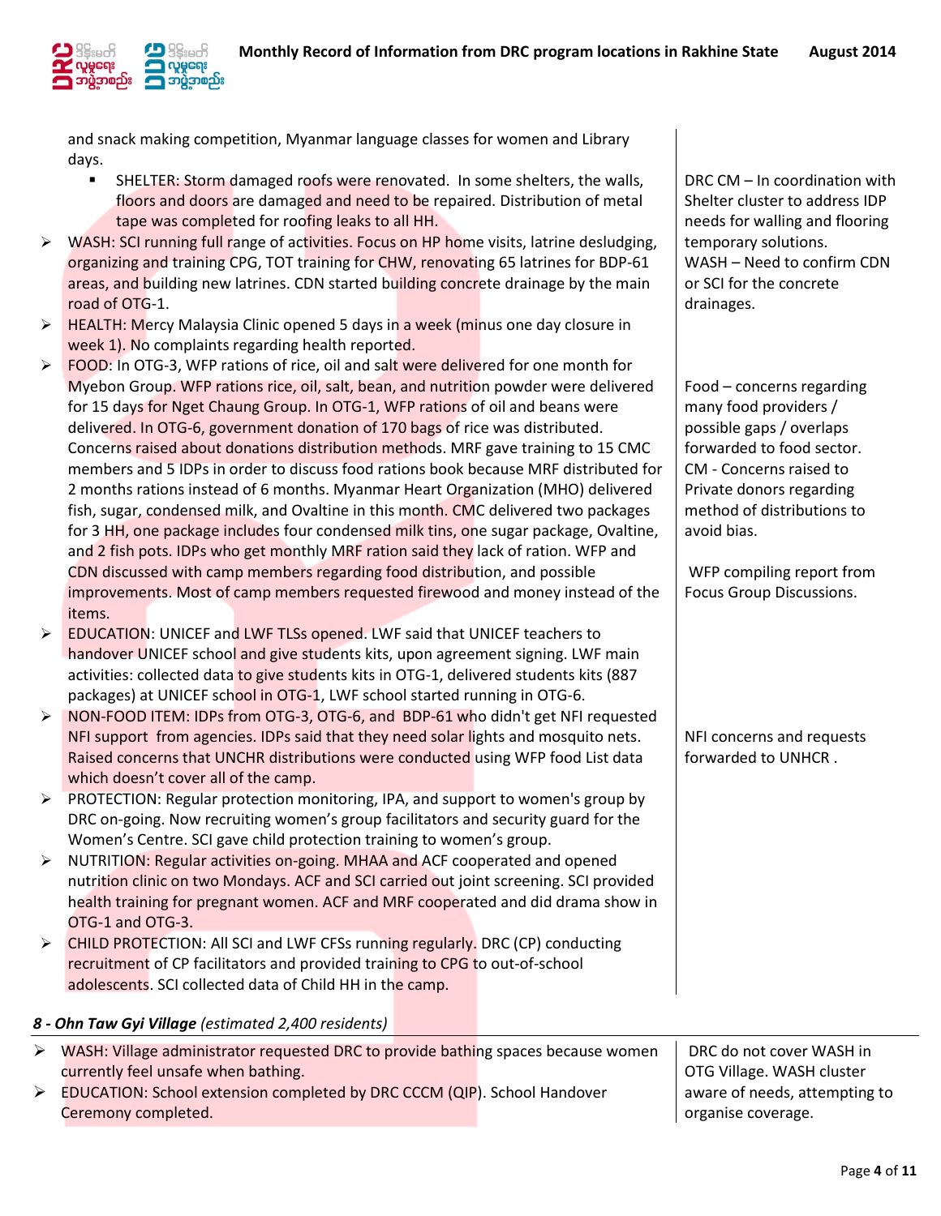and snack making competition, Myanmar language classes for women and Library days.

| | |
|---|---|
| ▪ SHELTER: Storm damaged roofs were renovated. In some shelters, the walls, floors and doors are damaged and need to be repaired. Distribution of metal tape was completed for roofing leaks to all HH. | DRC CM – In coordination with Shelter cluster to address IDP needs for walling and flooring temporary solutions. |
| ➢ WASH: SCI running full range of activities. Focus on HP home visits, latrine desludging, organizing and training CPG, TOT training for CHW, renovating 65 latrines for BDP-61 areas, and building new latrines. CDN started building concrete drainage by the main road of OTG-1. | WASH – Need to confirm CDN or SCI for the concrete drainages. |
| ➢ HEALTH: Mercy Malaysia Clinic opened 5 days in a week (minus one day closure in week 1). No complaints regarding health reported. | |
| ➢ FOOD: In OTG-3, WFP rations of rice, oil and salt were delivered for one month for Myebon Group. WFP rations rice, oil, salt, bean, and nutrition powder were delivered for 15 days for Nget Chaung Group. In OTG-1, WFP rations of oil and beans were delivered. In OTG-6, government donation of 170 bags of rice was distributed. Concerns raised about donations distribution methods. MRF gave training to 15 CMC members and 5 IDPs in order to discuss food rations book because MRF distributed for 2 months rations instead of 6 months. Myanmar Heart Organization (MHO) delivered fish, sugar, condensed milk, and Ovaltine in this month. CMC delivered two packages for 3 HH, one package includes four condensed milk tins, one sugar package, Ovaltine, and 2 fish pots. IDPs who get monthly MRF ration said they lack of ration. WFP and CDN discussed with camp members regarding food distribution, and possible improvements. Most of camp members requested firewood and money instead of the items. | Food – concerns regarding many food providers / possible gaps / overlaps forwarded to food sector.<br>CM - Concerns raised to Private donors regarding method of distributions to avoid bias.<br><br>WFP compiling report from Focus Group Discussions. |
| ➢ EDUCATION: UNICEF and LWF TLSs opened. LWF said that UNICEF teachers to handover UNICEF school and give students kits, upon agreement signing. LWF main activities: collected data to give students kits in OTG-1, delivered students kits (887 packages) at UNICEF school in OTG-1, LWF school started running in OTG-6. | |
| ➢ NON-FOOD ITEM: IDPs from OTG-3, OTG-6, and BDP-61 who didn't get NFI requested NFI support from agencies. IDPs said that they need solar lights and mosquito nets. Raised concerns that UNCHR distributions were conducted using WFP food List data which doesn't cover all of the camp. | NFI concerns and requests forwarded to UNHCR . |
| ➢ PROTECTION: Regular protection monitoring, IPA, and support to women's group by DRC on-going. Now recruiting women's group facilitators and security guard for the Women's Centre. SCI gave child protection training to women's group. | |
| ➢ NUTRITION: Regular activities on-going. MHAA and ACF cooperated and opened nutrition clinic on two Mondays. ACF and SCI carried out joint screening. SCI provided health training for pregnant women. ACF and MRF cooperated and did drama show in OTG-1 and OTG-3. | |
| ➢ CHILD PROTECTION: All SCI and LWF CFSs running regularly. DRC (CP) conducting recruitment of CP facilitators and provided training to CPG to out-of-school adolescents. SCI collected data of Child HH in the camp. | |

### *8 - Ohn Taw Gyi Village (estimated 2,400 residents)*

| | |
|---|---|
| ➢ WASH: Village administrator requested DRC to provide bathing spaces because women currently feel unsafe when bathing.<br>➢ EDUCATION: School extension completed by DRC CCCM (QIP). School Handover Ceremony completed. | DRC do not cover WASH in OTG Village. WASH cluster aware of needs, attempting to organise coverage. |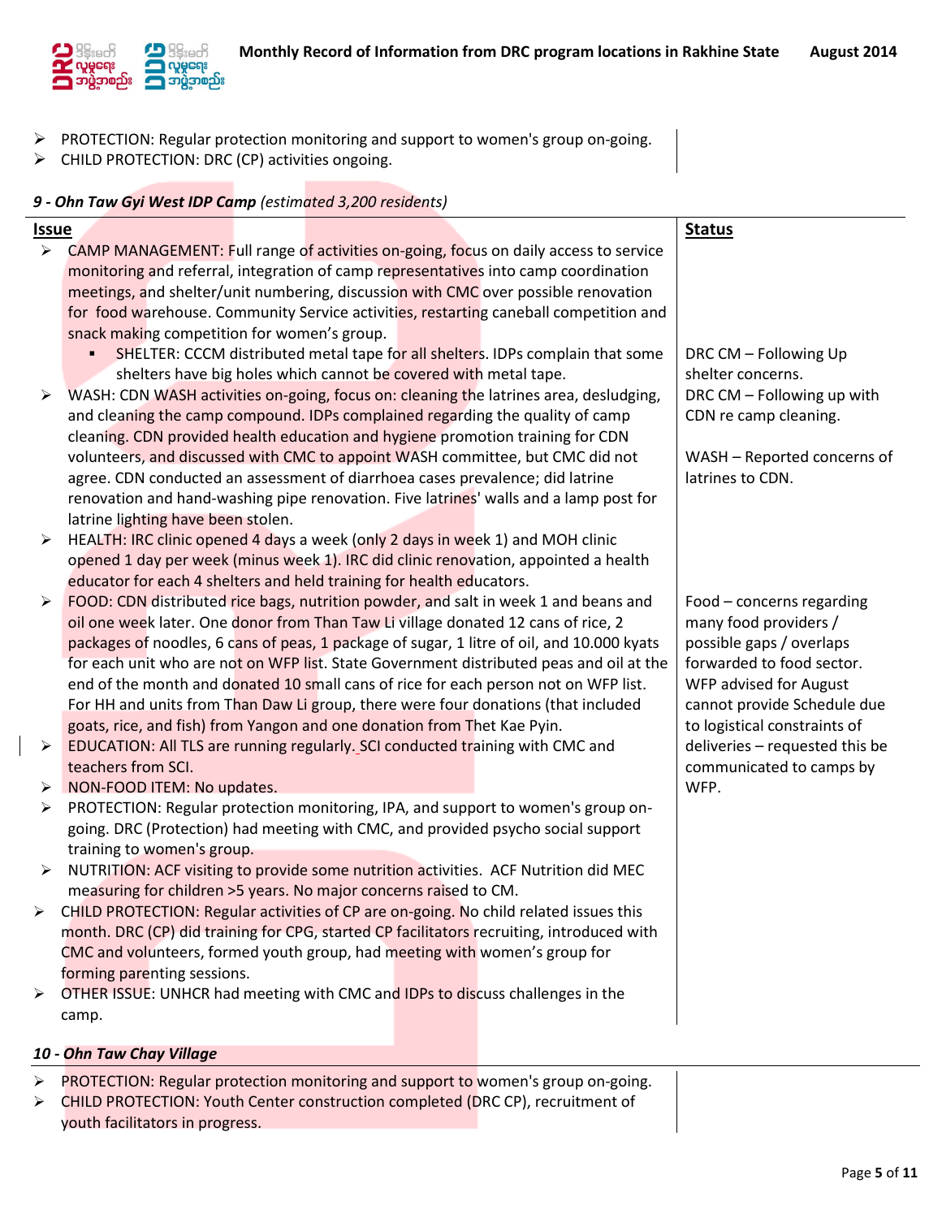- PROTECTION: Regular protection monitoring and support to women's group on-going.
- CHILD PROTECTION: DRC (CP) activities ongoing.

***9 - Ohn Taw Gyi West IDP Camp** (estimated 3,200 residents)*

| Issue | Status |
|---|---|
| CAMP MANAGEMENT: Full range of activities on-going, focus on daily access to service monitoring and referral, integration of camp representatives into camp coordination meetings, and shelter/unit numbering, discussion with CMC over possible renovation for food warehouse. Community Service activities, restarting caneball competition and snack making competition for women's group. | |
| SHELTER: CCCM distributed metal tape for all shelters. IDPs complain that some shelters have big holes which cannot be covered with metal tape. | DRC CM – Following Up shelter concerns. |
| WASH: CDN WASH activities on-going, focus on: cleaning the latrines area, desludging, and cleaning the camp compound. IDPs complained regarding the quality of camp cleaning. CDN provided health education and hygiene promotion training for CDN volunteers, and discussed with CMC to appoint WASH committee, but CMC did not agree. CDN conducted an assessment of diarrhoea cases prevalence; did latrine renovation and hand-washing pipe renovation. Five latrines' walls and a lamp post for latrine lighting have been stolen. | DRC CM – Following up with CDN re camp cleaning.<br><br>WASH – Reported concerns of latrines to CDN. |
| HEALTH: IRC clinic opened 4 days a week (only 2 days in week 1) and MOH clinic opened 1 day per week (minus week 1). IRC did clinic renovation, appointed a health educator for each 4 shelters and held training for health educators. | |
| FOOD: CDN distributed rice bags, nutrition powder, and salt in week 1 and beans and oil one week later. One donor from Than Taw Li village donated 12 cans of rice, 2 packages of noodles, 6 cans of peas, 1 package of sugar, 1 litre of oil, and 10.000 kyats for each unit who are not on WFP list. State Government distributed peas and oil at the end of the month and donated 10 small cans of rice for each person not on WFP list. For HH and units from Than Daw Li group, there were four donations (that included goats, rice, and fish) from Yangon and one donation from Thet Kae Pyin. | Food – concerns regarding many food providers / possible gaps / overlaps forwarded to food sector. WFP advised for August cannot provide Schedule due to logistical constraints of deliveries – requested this be communicated to camps by WFP. |
| EDUCATION: All TLS are running regularly. SCI conducted training with CMC and teachers from SCI. | |
| NON-FOOD ITEM: No updates. | |
| PROTECTION: Regular protection monitoring, IPA, and support to women's group on-going. DRC (Protection) had meeting with CMC, and provided psycho social support training to women's group. | |
| NUTRITION: ACF visiting to provide some nutrition activities. ACF Nutrition did MEC measuring for children >5 years. No major concerns raised to CM. | |
| CHILD PROTECTION: Regular activities of CP are on-going. No child related issues this month. DRC (CP) did training for CPG, started CP facilitators recruiting, introduced with CMC and volunteers, formed youth group, had meeting with women's group for forming parenting sessions. | |
| OTHER ISSUE: UNHCR had meeting with CMC and IDPs to discuss challenges in the camp. | |

***10 - Ohn Taw Chay Village***

- PROTECTION: Regular protection monitoring and support to women's group on-going.
- CHILD PROTECTION: Youth Center construction completed (DRC CP), recruitment of youth facilitators in progress.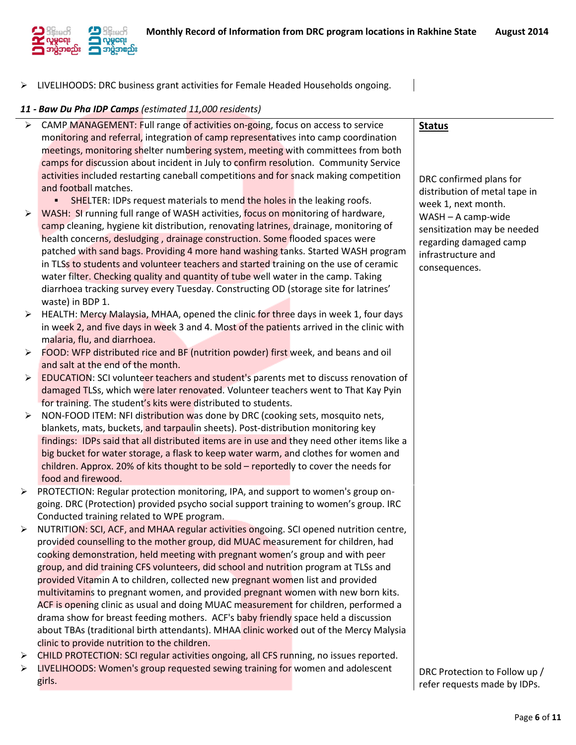- LIVELIHOODS: DRC business grant activities for Female Headed Households ongoing.

***11 - Baw Du Pha IDP Camps** (estimated 11,000 residents)*

| | **Status** |
|---|---|
| - CAMP MANAGEMENT: Full range of activities on-going, focus on access to service monitoring and referral, integration of camp representatives into camp coordination meetings, monitoring shelter numbering system, meeting with committees from both camps for discussion about incident in July to confirm resolution. Community Service activities included restarting caneball competitions and for snack making competition and football matches.<br>  - SHELTER: IDPs request materials to mend the holes in the leaking roofs.<br>- WASH: SI running full range of WASH activities, focus on monitoring of hardware, camp cleaning, hygiene kit distribution, renovating latrines, drainage, monitoring of health concerns, desludging , drainage construction. Some flooded spaces were patched with sand bags. Providing 4 more hand washing tanks. Started WASH program in TLSs to students and volunteer teachers and started training on the use of ceramic water filter. Checking quality and quantity of tube well water in the camp. Taking diarrhoea tracking survey every Tuesday. Constructing OD (storage site for latrines' waste) in BDP 1.<br>- HEALTH: Mercy Malaysia, MHAA, opened the clinic for three days in week 1, four days in week 2, and five days in week 3 and 4. Most of the patients arrived in the clinic with malaria, flu, and diarrhoea.<br>- FOOD: WFP distributed rice and BF (nutrition powder) first week, and beans and oil and salt at the end of the month.<br>- EDUCATION: SCI volunteer teachers and student's parents met to discuss renovation of damaged TLSs, which were later renovated. Volunteer teachers went to That Kay Pyin for training. The student's kits were distributed to students.<br>- NON-FOOD ITEM: NFI distribution was done by DRC (cooking sets, mosquito nets, blankets, mats, buckets, and tarpaulin sheets). Post-distribution monitoring key findings: IDPs said that all distributed items are in use and they need other items like a big bucket for water storage, a flask to keep water warm, and clothes for women and children. Approx. 20% of kits thought to be sold – reportedly to cover the needs for food and firewood. | DRC confirmed plans for distribution of metal tape in week 1, next month.<br>WASH – A camp-wide sensitization may be needed regarding damaged camp infrastructure and consequences. |
| - PROTECTION: Regular protection monitoring, IPA, and support to women's group on-going. DRC (Protection) provided psycho social support training to women's group. IRC Conducted training related to WPE program.<br>- NUTRITION: SCI, ACF, and MHAA regular activities ongoing. SCI opened nutrition centre, provided counselling to the mother group, did MUAC measurement for children, had cooking demonstration, held meeting with pregnant women's group and with peer group, and did training CFS volunteers, did school and nutrition program at TLSs and provided Vitamin A to children, collected new pregnant women list and provided multivitamins to pregnant women, and provided pregnant women with new born kits. ACF is opening clinic as usual and doing MUAC measurement for children, performed a drama show for breast feeding mothers. ACF's baby friendly space held a discussion about TBAs (traditional birth attendants). MHAA clinic worked out of the Mercy Malysia clinic to provide nutrition to the children.<br>- CHILD PROTECTION: SCI regular activities ongoing, all CFS running, no issues reported.<br>- LIVELIHOODS: Women's group requested sewing training for women and adolescent girls. | DRC Protection to Follow up / refer requests made by IDPs. |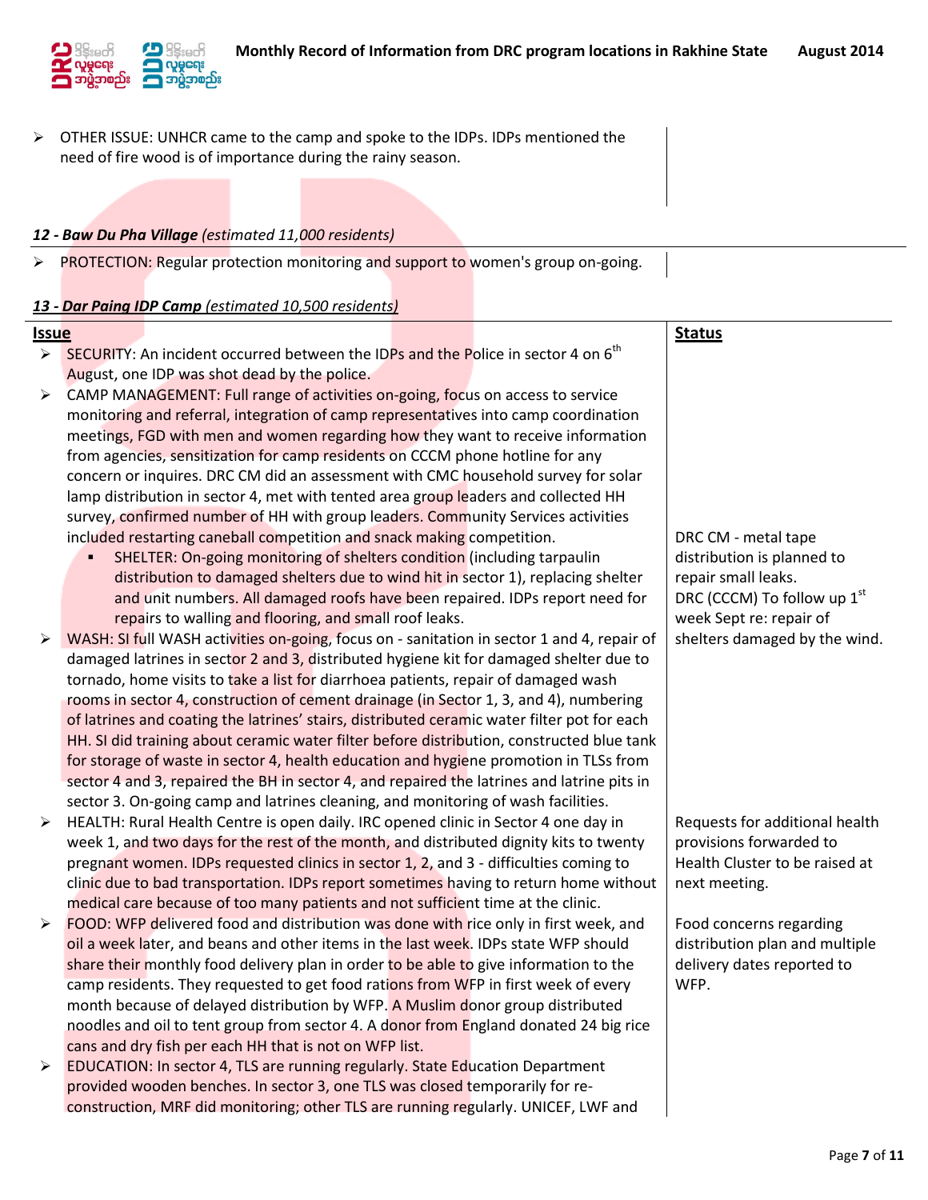- OTHER ISSUE: UNHCR came to the camp and spoke to the IDPs. IDPs mentioned the need of fire wood is of importance during the rainy season.

***12 - Baw Du Pha Village*** *(estimated 11,000 residents)*

- PROTECTION: Regular protection monitoring and support to women's group on-going.

***13 - Dar Paing IDP Camp*** *(estimated 10,500 residents)*

| Issue | Status |
|---|---|
| SECURITY: An incident occurred between the IDPs and the Police in sector 4 on 6th August, one IDP was shot dead by the police. | |
| CAMP MANAGEMENT: Full range of activities on-going, focus on access to service monitoring and referral, integration of camp representatives into camp coordination meetings, FGD with men and women regarding how they want to receive information from agencies, sensitization for camp residents on CCCM phone hotline for any concern or inquires. DRC CM did an assessment with CMC household survey for solar lamp distribution in sector 4, met with tented area group leaders and collected HH survey, confirmed number of HH with group leaders. Community Services activities included restarting caneball competition and snack making competition. | |
| SHELTER: On-going monitoring of shelters condition (including tarpaulin distribution to damaged shelters due to wind hit in sector 1), replacing shelter and unit numbers. All damaged roofs have been repaired. IDPs report need for repairs to walling and flooring, and small roof leaks. | DRC CM - metal tape distribution is planned to repair small leaks. DRC (CCCM) To follow up 1st week Sept re: repair of shelters damaged by the wind. |
| WASH: SI full WASH activities on-going, focus on - sanitation in sector 1 and 4, repair of damaged latrines in sector 2 and 3, distributed hygiene kit for damaged shelter due to tornado, home visits to take a list for diarrhoea patients, repair of damaged wash rooms in sector 4, construction of cement drainage (in Sector 1, 3, and 4), numbering of latrines and coating the latrines' stairs, distributed ceramic water filter pot for each HH. SI did training about ceramic water filter before distribution, constructed blue tank for storage of waste in sector 4, health education and hygiene promotion in TLSs from sector 4 and 3, repaired the BH in sector 4, and repaired the latrines and latrine pits in sector 3. On-going camp and latrines cleaning, and monitoring of wash facilities. | |
| HEALTH: Rural Health Centre is open daily. IRC opened clinic in Sector 4 one day in week 1, and two days for the rest of the month, and distributed dignity kits to twenty pregnant women. IDPs requested clinics in sector 1, 2, and 3 - difficulties coming to clinic due to bad transportation. IDPs report sometimes having to return home without medical care because of too many patients and not sufficient time at the clinic. | Requests for additional health provisions forwarded to Health Cluster to be raised at next meeting. |
| FOOD: WFP delivered food and distribution was done with rice only in first week, and oil a week later, and beans and other items in the last week. IDPs state WFP should share their monthly food delivery plan in order to be able to give information to the camp residents. They requested to get food rations from WFP in first week of every month because of delayed distribution by WFP. A Muslim donor group distributed noodles and oil to tent group from sector 4. A donor from England donated 24 big rice cans and dry fish per each HH that is not on WFP list. | Food concerns regarding distribution plan and multiple delivery dates reported to WFP. |
| EDUCATION: In sector 4, TLS are running regularly. State Education Department provided wooden benches. In sector 3, one TLS was closed temporarily for re-construction, MRF did monitoring; other TLS are running regularly. UNICEF, LWF and | |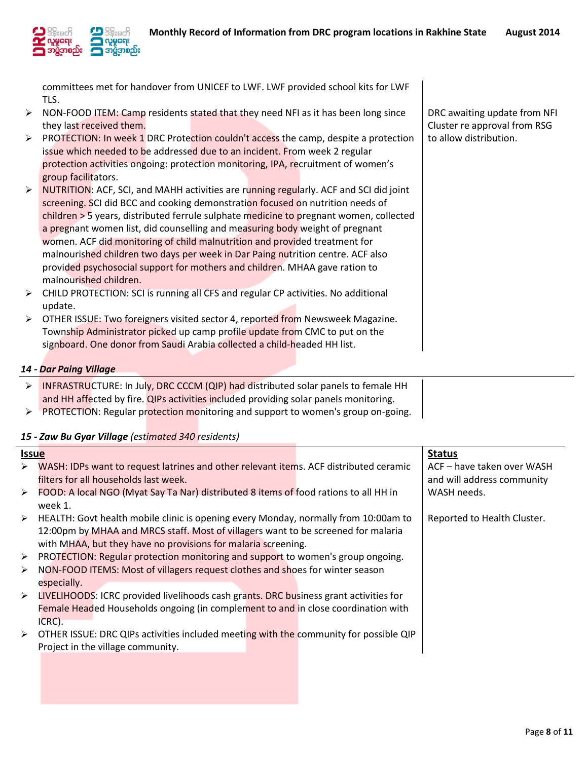committees met for handover from UNICEF to LWF. LWF provided school kits for LWF TLS.

| Issue | Status |
| --- | --- |
| ➢ NON-FOOD ITEM: Camp residents stated that they need NFI as it has been long since they last received them. | DRC awaiting update from NFI Cluster re approval from RSG to allow distribution. |
| ➢ PROTECTION: In week 1 DRC Protection couldn't access the camp, despite a protection issue which needed to be addressed due to an incident. From week 2 regular protection activities ongoing: protection monitoring, IPA, recruitment of women's group facilitators. | |
| ➢ NUTRITION: ACF, SCI, and MAHH activities are running regularly. ACF and SCI did joint screening. SCI did BCC and cooking demonstration focused on nutrition needs of children > 5 years, distributed ferrule sulphate medicine to pregnant women, collected a pregnant women list, did counselling and measuring body weight of pregnant women. ACF did monitoring of child malnutrition and provided treatment for malnourished children two days per week in Dar Paing nutrition centre. ACF also provided psychosocial support for mothers and children. MHAA gave ration to malnourished children. | |
| ➢ CHILD PROTECTION: SCI is running all CFS and regular CP activities. No additional update. | |
| ➢ OTHER ISSUE: Two foreigners visited sector 4, reported from Newsweek Magazine. Township Administrator picked up camp profile update from CMC to put on the signboard. One donor from Saudi Arabia collected a child-headed HH list. | |

***14 - Dar Paing Village***

| Issue | Status |
| --- | --- |
| ➢ INFRASTRUCTURE: In July, DRC CCCM (QIP) had distributed solar panels to female HH and HH affected by fire. QIPs activities included providing solar panels monitoring. | |
| ➢ PROTECTION: Regular protection monitoring and support to women's group on-going. | |

***15 - Zaw Bu Gyar Village*** *(estimated 340 residents)*

| Issue | Status |
| --- | --- |
| ➢ WASH: IDPs want to request latrines and other relevant items. ACF distributed ceramic filters for all households last week. | ACF – have taken over WASH and will address community WASH needs. |
| ➢ FOOD: A local NGO (Myat Say Ta Nar) distributed 8 items of food rations to all HH in week 1. | |
| ➢ HEALTH: Govt health mobile clinic is opening every Monday, normally from 10:00am to 12:00pm by MHAA and MRCS staff. Most of villagers want to be screened for malaria with MHAA, but they have no provisions for malaria screening. | Reported to Health Cluster. |
| ➢ PROTECTION: Regular protection monitoring and support to women's group ongoing. | |
| ➢ NON-FOOD ITEMS: Most of villagers request clothes and shoes for winter season especially. | |
| ➢ LIVELIHOODS: ICRC provided livelihoods cash grants. DRC business grant activities for Female Headed Households ongoing (in complement to and in close coordination with ICRC). | |
| ➢ OTHER ISSUE: DRC QIPs activities included meeting with the community for possible QIP Project in the village community. | |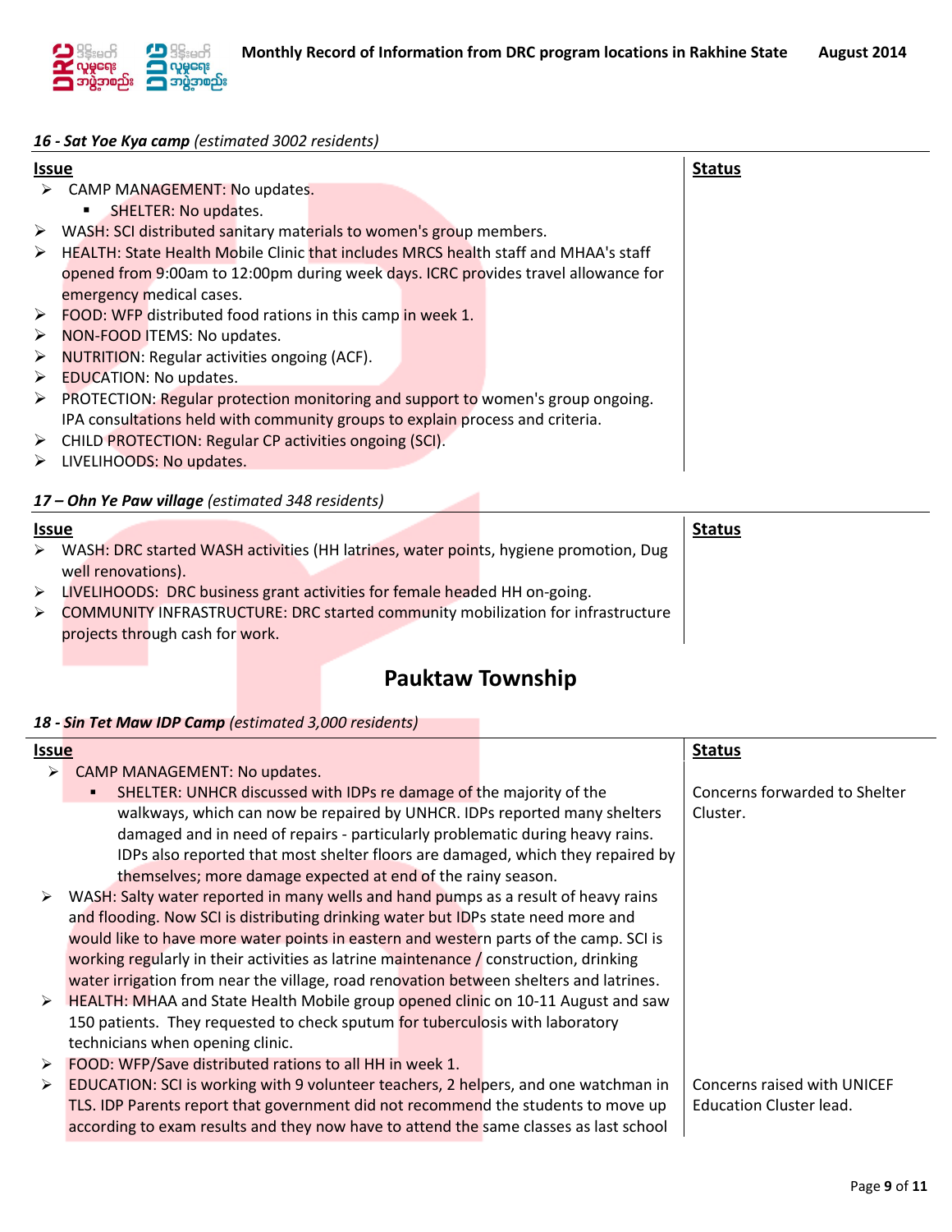*16 - **Sat Yoe Kya camp*** *(estimated 3002 residents)*

| Issue | Status |
|---|---|
| ➢ CAMP MANAGEMENT: No updates.<br>▪ SHELTER: No updates.<br>➢ WASH: SCI distributed sanitary materials to women's group members.<br>➢ HEALTH: State Health Mobile Clinic that includes MRCS health staff and MHAA's staff opened from 9:00am to 12:00pm during week days. ICRC provides travel allowance for emergency medical cases.<br>➢ FOOD: WFP distributed food rations in this camp in week 1.<br>➢ NON-FOOD ITEMS: No updates.<br>➢ NUTRITION: Regular activities ongoing (ACF).<br>➢ EDUCATION: No updates.<br>➢ PROTECTION: Regular protection monitoring and support to women's group ongoing. IPA consultations held with community groups to explain process and criteria.<br>➢ CHILD PROTECTION: Regular CP activities ongoing (SCI).<br>➢ LIVELIHOODS: No updates. | |

*17 – **Ohn Ye Paw village*** *(estimated 348 residents)*

| Issue | Status |
|---|---|
| ➢ WASH: DRC started WASH activities (HH latrines, water points, hygiene promotion, Dug well renovations).<br>➢ LIVELIHOODS: DRC business grant activities for female headed HH on-going.<br>➢ COMMUNITY INFRASTRUCTURE: DRC started community mobilization for infrastructure projects through cash for work. | |

## Pauktaw Township

*18 - **Sin Tet Maw IDP Camp*** *(estimated 3,000 residents)*

| Issue | Status |
|---|---|
| ➢ CAMP MANAGEMENT: No updates. | |
| ▪ SHELTER: UNHCR discussed with IDPs re damage of the majority of the walkways, which can now be repaired by UNHCR. IDPs reported many shelters damaged and in need of repairs - particularly problematic during heavy rains. IDPs also reported that most shelter floors are damaged, which they repaired by themselves; more damage expected at end of the rainy season. | Concerns forwarded to Shelter Cluster. |
| ➢ WASH: Salty water reported in many wells and hand pumps as a result of heavy rains and flooding. Now SCI is distributing drinking water but IDPs state need more and would like to have more water points in eastern and western parts of the camp. SCI is working regularly in their activities as latrine maintenance / construction, drinking water irrigation from near the village, road renovation between shelters and latrines.<br>➢ HEALTH: MHAA and State Health Mobile group opened clinic on 10-11 August and saw 150 patients. They requested to check sputum for tuberculosis with laboratory technicians when opening clinic.<br>➢ FOOD: WFP/Save distributed rations to all HH in week 1. | |
| ➢ EDUCATION: SCI is working with 9 volunteer teachers, 2 helpers, and one watchman in TLS. IDP Parents report that government did not recommend the students to move up according to exam results and they now have to attend the same classes as last school | Concerns raised with UNICEF Education Cluster lead. |